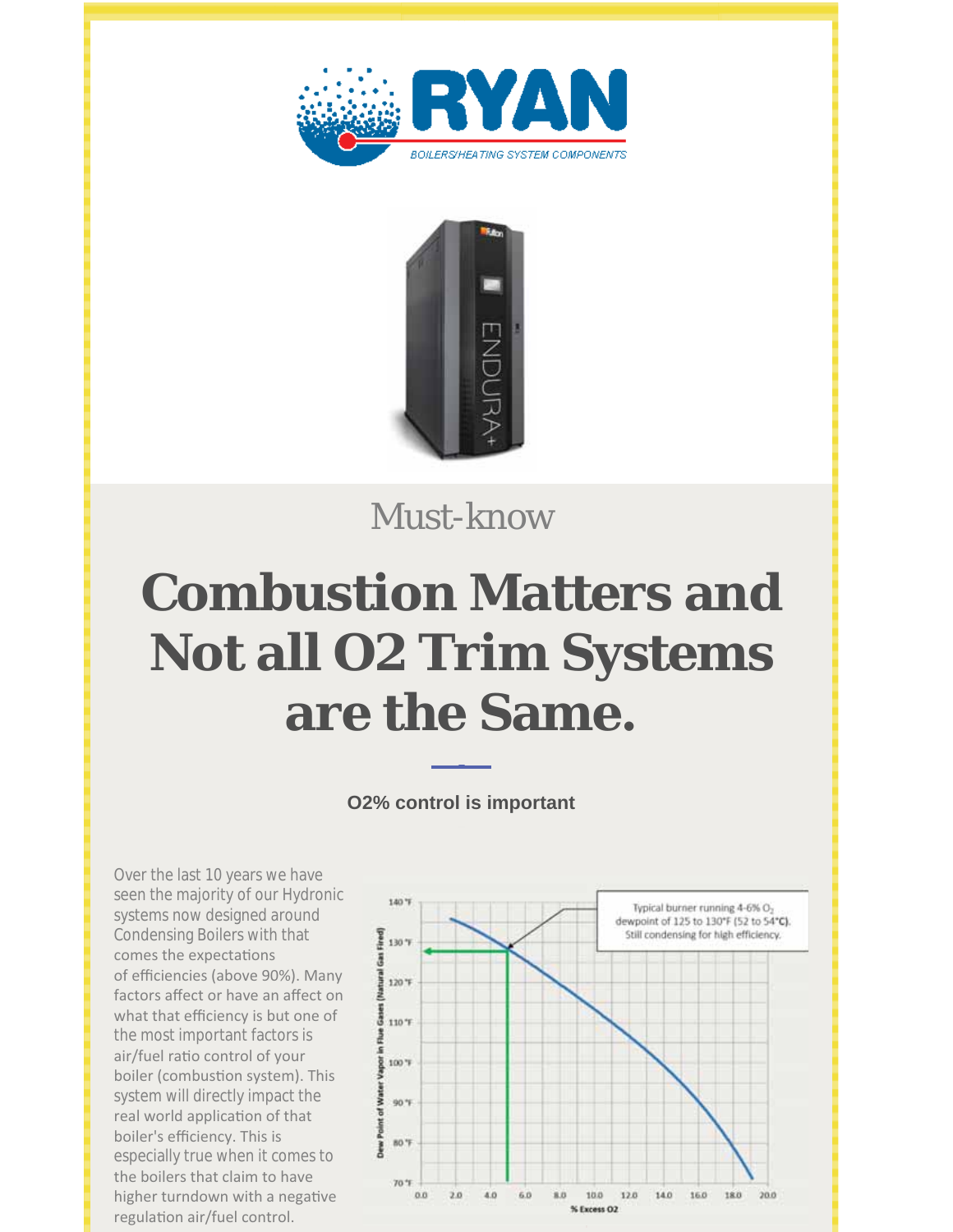RYAN

BOILERS/HEATING SYSTEM COMPONENTS

Must-know

# Combustion Matters and Not all O2 Trim Systems are the Same.

**O2% control is important**

Over the last 10 years we have seen the majority of our Hydronic systems now designed around Condensing Boilers with that comes the expectations of efficiencies (above 90%). Many factors affect or have an affect on what that efficiency is but one of the most important factors is air/fuel ratio control of your boiler (combustion system). This system will directly impact the real world application of that boiler's efficiency. This is especially true when it comes to the boilers that claim to have higher turndown with a negative regulation air/fuel control.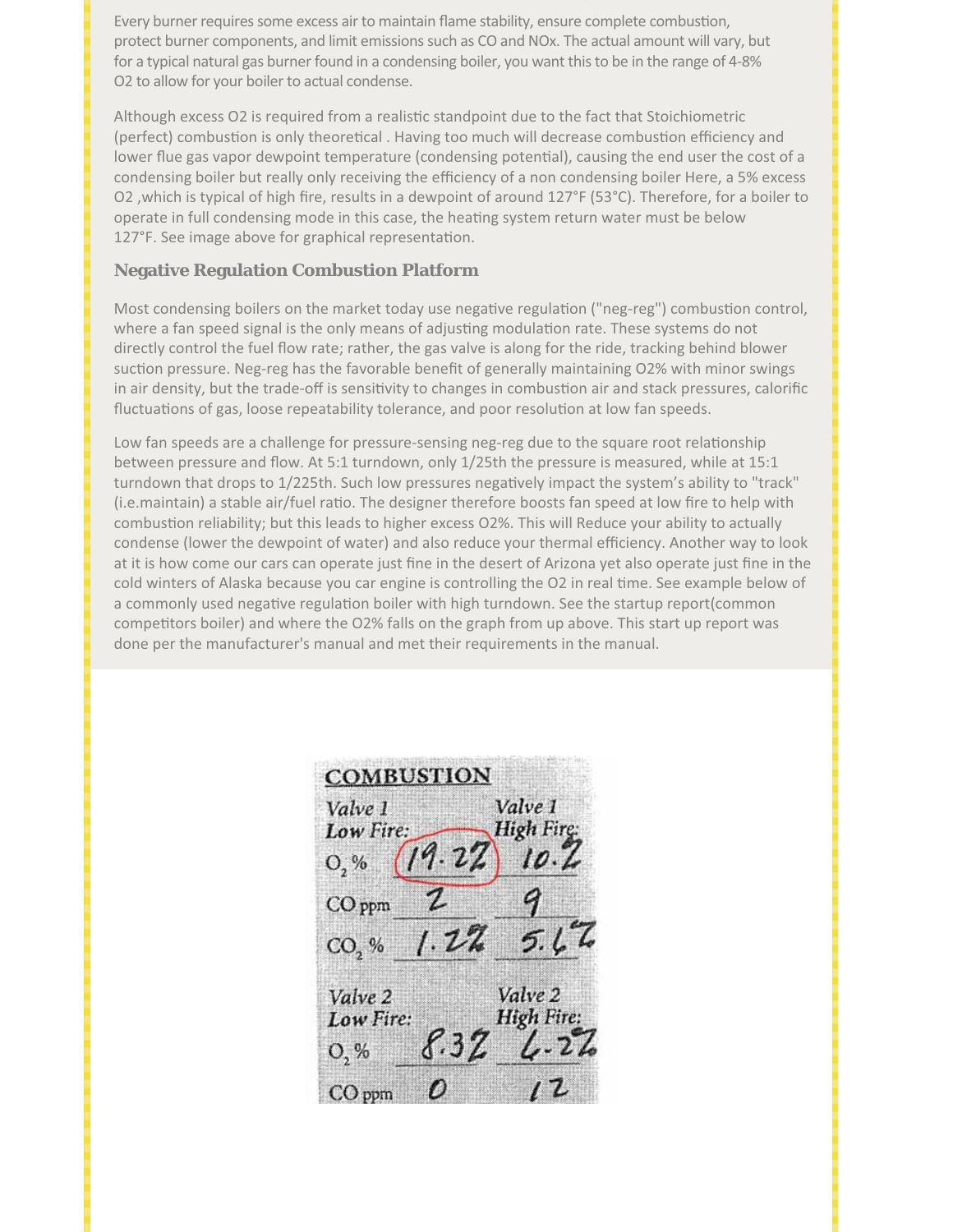Every burner requires some excess air to maintain flame stability, ensure complete combustion, protect burner components, and limit emissions such as CO and NOx. The actual amount will vary, but for a typical natural gas burner found in a condensing boiler, you want this to be in the range of 4-8% O2 to allow for your boiler to actual condense.

Although excess O2 is required from a realistic standpoint due to the fact that Stoichiometric (perfect) combustion is only theoretical . Having too much will decrease combustion efficiency and lower flue gas vapor dewpoint temperature (condensing potential), causing the end user the cost of a condensing boiler but really only receiving the efficiency of a non condensing boiler Here, a 5% excess O2 ,which is typical of high fire, results in a dewpoint of around 127°F (53°C). Therefore, for a boiler to operate in full condensing mode in this case, the heating system return water must be below 127°F. See image above for graphical representation.

### Negative Regulation Combustion Platform

Most condensing boilers on the market today use negative regulation ("neg-reg") combustion control, where a fan speed signal is the only means of adjusting modulation rate. These systems do not directly control the fuel flow rate; rather, the gas valve is along for the ride, tracking behind blower suction pressure. Neg-reg has the favorable benefit of generally maintaining O2% with minor swings in air density, but the trade-off is sensitivity to changes in combustion air and stack pressures, calorific fluctuations of gas, loose repeatability tolerance, and poor resolution at low fan speeds.

Low fan speeds are a challenge for pressure-sensing neg-reg due to the square root relationship between pressure and flow. At 5:1 turndown, only 1/25th the pressure is measured, while at 15:1 turndown that drops to 1/225th. Such low pressures negatively impact the system's ability to "track" (i.e.maintain) a stable air/fuel ratio. The designer therefore boosts fan speed at low fire to help with combustion reliability; but this leads to higher excess O2%. This will Reduce your ability to actually condense (lower the dewpoint of water) and also reduce your thermal efficiency. Another way to look at it is how come our cars can operate just fine in the desert of Arizona yet also operate just fine in the cold winters of Alaska because you car engine is controlling the O2 in real time. See example below of a commonly used negative regulation boiler with high turndown. See the startup report(common competitors boiler) and where the O2% falls on the graph from up above. This start up report was done per the manufacturer's manual and met their requirements in the manual.

**COMBUSTION**

| | Valve 1 Low Fire: | Valve 1 High Fire: |
|---|---|---|
| $O_2$ % | 19.2% | 10.2 |
| CO ppm | 2 | 9 |
| $CO_2$ % | 1.2% | 5.6% |

| | Valve 2 Low Fire: | Valve 2 High Fire: |
|---|---|---|
| $O_2$ % | 8.3% | 6.2% |
| CO ppm | 0 | 12 |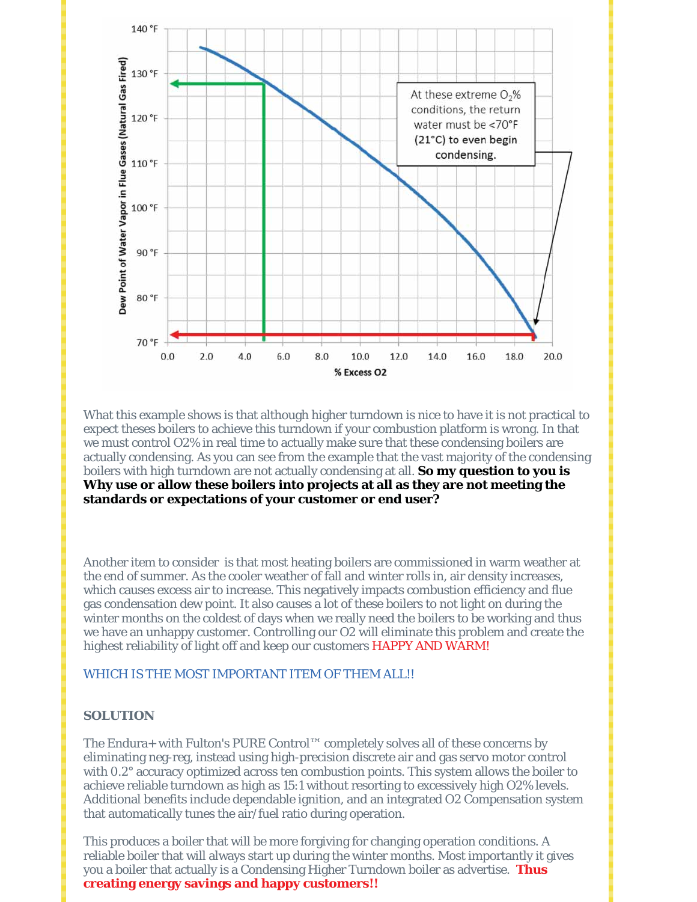What this example shows is that although higher turndown is nice to have it is not practical to expect theses boilers to achieve this turndown if your combustion platform is wrong. In that we must control O2% in real time to actually make sure that these condensing boilers are actually condensing. As you can see from the example that the vast majority of the condensing boilers with high turndown are not actually condensing at all. **So my question to you is Why use or allow these boilers into projects at all as they are not meeting the standards or expectations of your customer or end user?**

Another item to consider is that most heating boilers are commissioned in warm weather at the end of summer. As the cooler weather of fall and winter rolls in, air density increases, which causes excess air to increase. This negatively impacts combustion efficiency and flue gas condensation dew point. It also causes a lot of these boilers to not light on during the winter months on the coldest of days when we really need the boilers to be working and thus we have an unhappy customer. Controlling our O2 will eliminate this problem and create the highest reliability of light off and keep our customers HAPPY AND WARM!

WHICH IS THE MOST IMPORTANT ITEM OF THEM ALL!!

**SOLUTION**

The Endura+ with Fulton's PURE Control™ completely solves all of these concerns by eliminating neg-reg, instead using high-precision discrete air and gas servo motor control with 0.2° accuracy optimized across ten combustion points. This system allows the boiler to achieve reliable turndown as high as 15:1 without resorting to excessively high O2% levels. Additional benefits include dependable ignition, and an integrated O2 Compensation system that automatically tunes the air/fuel ratio during operation.

This produces a boiler that will be more forgiving for changing operation conditions. A reliable boiler that will always start up during the winter months. Most importantly it gives you a boiler that actually is a Condensing Higher Turndown boiler as advertise. **Thus creating energy savings and happy customers!!**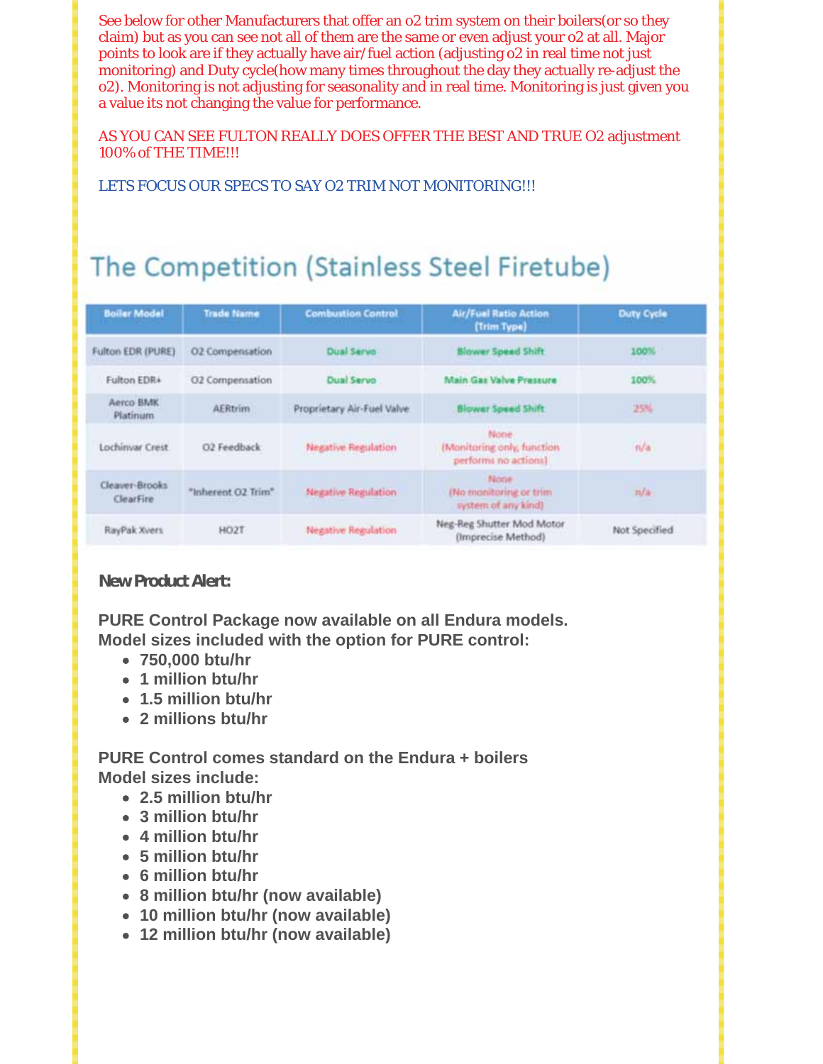See below for other Manufacturers that offer an o2 trim system on their boilers(or so they claim) but as you can see not all of them are the same or even adjust your o2 at all. Major points to look are if they actually have air/fuel action (adjusting o2 in real time not just monitoring) and Duty cycle(how many times throughout the day they actually re-adjust the o2). Monitoring is not adjusting for seasonality and in real time. Monitoring is just given you a value its not changing the value for performance.

AS YOU CAN SEE FULTON REALLY DOES OFFER THE BEST AND TRUE O2 adjustment 100% of THE TIME!!!

LETS FOCUS OUR SPECS TO SAY O2 TRIM NOT MONITORING!!!

# The Competition (Stainless Steel Firetube)

| Boiler Model | Trade Name | Combustion Control | Air/Fuel Ratio Action (Trim Type) | Duty Cycle |
|---|---|---|---|---|
| Fulton EDR (PURE) | O2 Compensation | Dual Servo | Blower Speed Shift | 100% |
| Fulton EDR+ | O2 Compensation | Dual Servo | Main Gas Valve Pressure | 100% |
| Aerco BMK Platinum | AERtrim | Proprietary Air-Fuel Valve | Blower Speed Shift | 25% |
| Lochinvar Crest | O2 Feedback | Negative Regulation | None (Monitoring only, function performs no actions) | n/a |
| Cleaver-Brooks ClearFire | "Inherent O2 Trim" | Negative Regulation | None (No monitoring or trim system of any kind) | n/a |
| RayPak Xvers | HO2T | Negative Regulation | Neg-Reg Shutter Mod Motor (Imprecise Method) | Not Specified |

***New Product Alert:***

**PURE Control Package now available on all Endura models.**
**Model sizes included with the option for PURE control:**

- **750,000 btu/hr**
- **1 million btu/hr**
- **1.5 million btu/hr**
- **2 millions btu/hr**

**PURE Control comes standard on the Endura + boilers**
**Model sizes include:**

- **2.5 million btu/hr**
- **3 million btu/hr**
- **4 million btu/hr**
- **5 million btu/hr**
- **6 million btu/hr**
- **8 million btu/hr (now available)**
- **10 million btu/hr (now available)**
- **12 million btu/hr (now available)**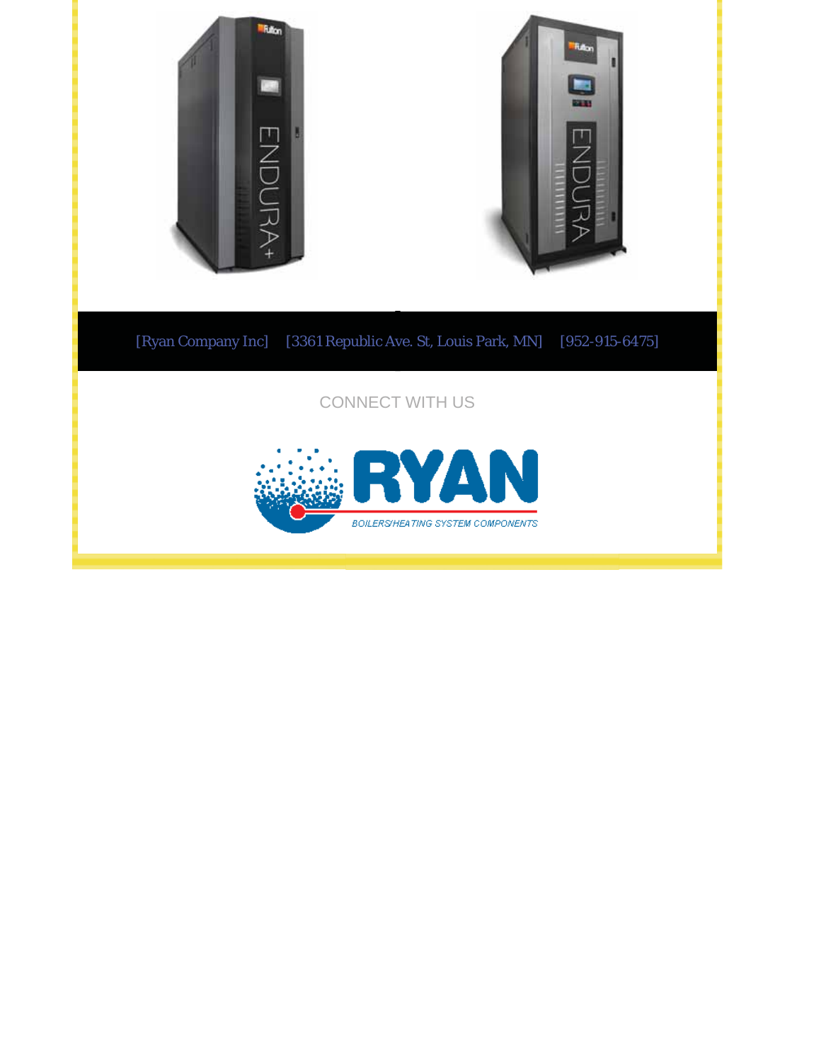[Ryan Company Inc]    [3361 Republic Ave. St, Louis Park, MN]    [952-915-6475]

CONNECT WITH US